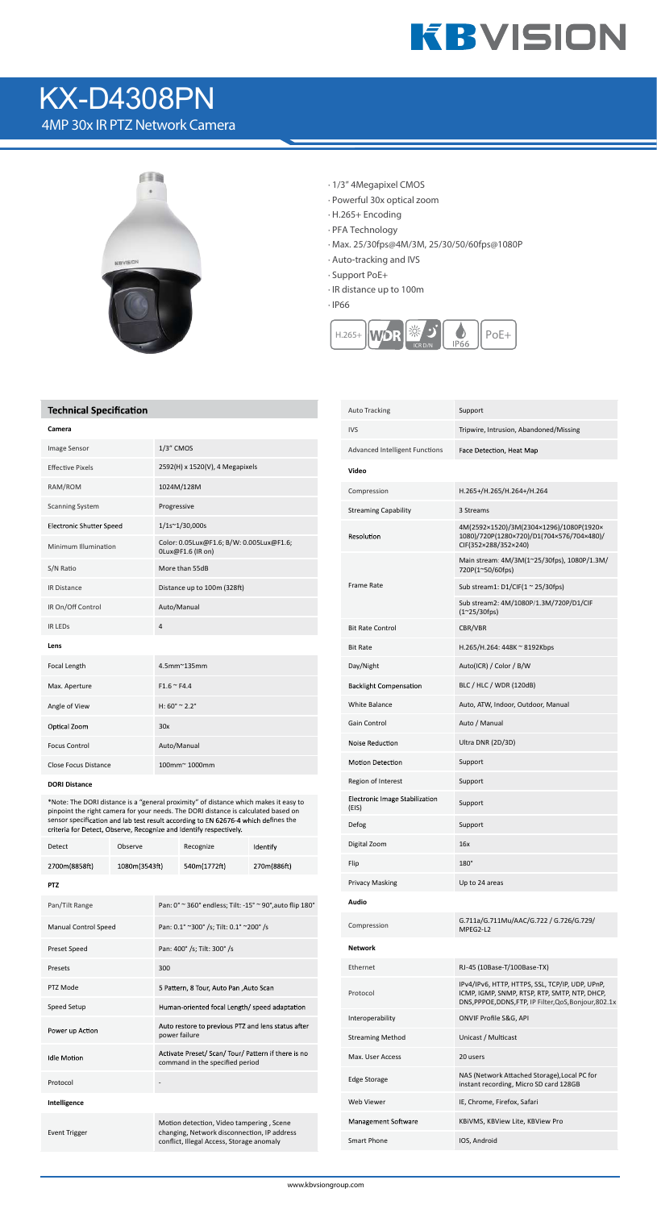# KX-D4308PN

## 4MP 30x IR PTZ Network Camera

- 1/3" 4Megapixel CMOS
- Powerful 30x optical zoom
- H.265+ Encoding
- PFA Technology
- Max. 25/30fps@4M/3M, 25/30/50/60fps@1080P
- Auto-tracking and IVS
- Support PoE+
- IR distance up to 100m
- IP66

## Technical Specification

### Camera

| | |
|---|---|
| Image Sensor | 1/3" CMOS |
| Effective Pixels | 2592(H) x 1520(V), 4 Megapixels |
| RAM/ROM | 1024M/128M |
| Scanning System | Progressive |
| Electronic Shutter Speed | 1/1s~1/30,000s |
| Minimum Illumination | Color: 0.05Lux@F1.6; B/W: 0.005Lux@F1.6; 0Lux@F1.6 (IR on) |
| S/N Ratio | More than 55dB |
| IR Distance | Distance up to 100m (328ft) |
| IR On/Off Control | Auto/Manual |
| IR LEDs | 4 |

### Lens

| | |
|---|---|
| Focal Length | 4.5mm~135mm |
| Max. Aperture | F1.6 ~ F4.4 |
| Angle of View | H: 60° ~ 2.2° |
| Optical Zoom | 30x |
| Focus Control | Auto/Manual |
| Close Focus Distance | 100mm~ 1000mm |

### DORI Distance

*Note: The DORI distance is a "general proximity" of distance which makes it easy to pinpoint the right camera for your needs. The DORI distance is calculated based on sensor specification and lab test result according to EN 62676-4 which defines the criteria for Detect, Observe, Recognize and Identify respectively.

| Detect | Observe | Recognize | Identify |
|---|---|---|---|
| 2700m(8858ft) | 1080m(3543ft) | 540m(1772ft) | 270m(886ft) |

### PTZ

| | |
|---|---|
| Pan/Tilt Range | Pan: 0° ~ 360° endless; Tilt: -15° ~ 90°,auto flip 180° |
| Manual Control Speed | Pan: 0.1° ~300° /s; Tilt: 0.1° ~200° /s |
| Preset Speed | Pan: 400° /s; Tilt: 300° /s |
| Presets | 300 |
| PTZ Mode | 5 Pattern, 8 Tour, Auto Pan ,Auto Scan |
| Speed Setup | Human-oriented focal Length/ speed adaptation |
| Power up Action | Auto restore to previous PTZ and lens status after power failure |
| Idle Motion | Activate Preset/ Scan/ Tour/ Pattern if there is no command in the specified period |
| Protocol | - |

### Intelligence

| | |
|---|---|
| Event Trigger | Motion detection, Video tampering , Scene changing, Network disconnection, IP address conflict, Illegal Access, Storage anomaly |
| Auto Tracking | Support |
| IVS | Tripwire, Intrusion, Abandoned/Missing |
| Advanced Intelligent Functions | Face Detection, Heat Map |

### Video

| | |
|---|---|
| Compression | H.265+/H.265/H.264+/H.264 |
| Streaming Capability | 3 Streams |
| Resolution | 4M(2592×1520)/3M(2304×1296)/1080P(1920×1080)/720P(1280×720)/D1(704×576/704×480)/CIF(352×288/352×240) |
| Frame Rate | Main stream: 4M/3M(1~25/30fps), 1080P/1.3M/720P(1~50/60fps) |
| | Sub stream1: D1/CIF(1 ~ 25/30fps) |
| | Sub stream2: 4M/1080P/1.3M/720P/D1/CIF (1~25/30fps) |
| Bit Rate Control | CBR/VBR |
| Bit Rate | H.265/H.264: 448K ~ 8192Kbps |
| Day/Night | Auto(ICR) / Color / B/W |
| Backlight Compensation | BLC / HLC / WDR (120dB) |
| White Balance | Auto, ATW, Indoor, Outdoor, Manual |
| Gain Control | Auto / Manual |
| Noise Reduction | Ultra DNR (2D/3D) |
| Motion Detection | Support |
| Region of Interest | Support |
| Electronic Image Stabilization (EIS) | Support |
| Defog | Support |
| Digital Zoom | 16x |
| Flip | 180° |
| Privacy Masking | Up to 24 areas |

### Audio

| | |
|---|---|
| Compression | G.711a/G.711Mu/AAC/G.722 / G.726/G.729/ MPEG2-L2 |

### Network

| | |
|---|---|
| Ethernet | RJ-45 (10Base-T/100Base-TX) |
| Protocol | IPv4/IPv6, HTTP, HTTPS, SSL, TCP/IP, UDP, UPnP, ICMP, IGMP, SNMP, RTSP, RTP, SMTP, NTP, DHCP, DNS,PPPOE,DDNS,FTP, IP Filter,QoS,Bonjour,802.1x |
| Interoperability | ONVIF Profile S&G, API |
| Streaming Method | Unicast / Multicast |
| Max. User Access | 20 users |
| Edge Storage | NAS (Network Attached Storage),Local PC for instant recording, Micro SD card 128GB |
| Web Viewer | IE, Chrome, Firefox, Safari |
| Management Software | KBiVMS, KBView Lite, KBView Pro |
| Smart Phone | IOS, Android |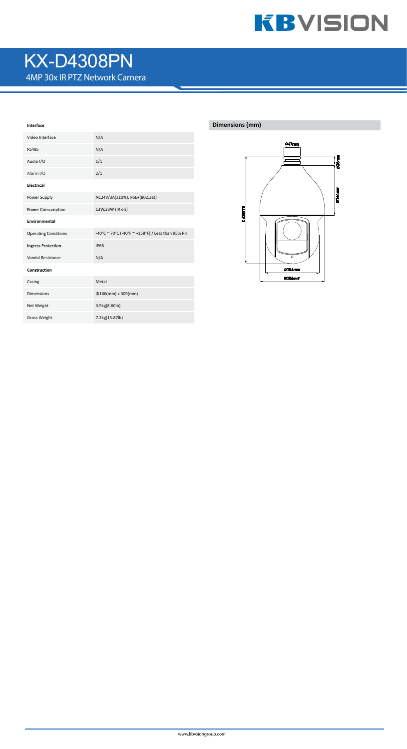# KX-D4308PN

4MP 30x IR PTZ Network Camera

| | |
|---|---|
| **Interface** | |
| Video Interface | N/A |
| RS485 | N/A |
| Audio I/O | 1/1 |
| Alarm I/O | 2/1 |
| **Electrical** | |
| Power Supply | AC24V/3A(±10%), PoE+(802.3at) |
| Power Consumption | 13W,23W (IR on) |
| **Environmental** | |
| Operating Conditions | -40°C ~ 70°C (-40°F ~ +158°F) / Less than 95% RH |
| Ingress Protection | IP66 |
| Vandal Resistance | N/A |
| **Construction** | |
| Casing | Metal |
| Dimensions | Φ186(mm) x 309(mm) |
| Net Weight | 3.9kg(8.60lb) |
| Gross Weight | 7.2kg(15.87lb) |

## Dimensions (mm)

Ø47mm
Ø26mm
Ø144mm
Ø309mm
Ø154mm
Ø186mm

www.kbvisiongroup.com